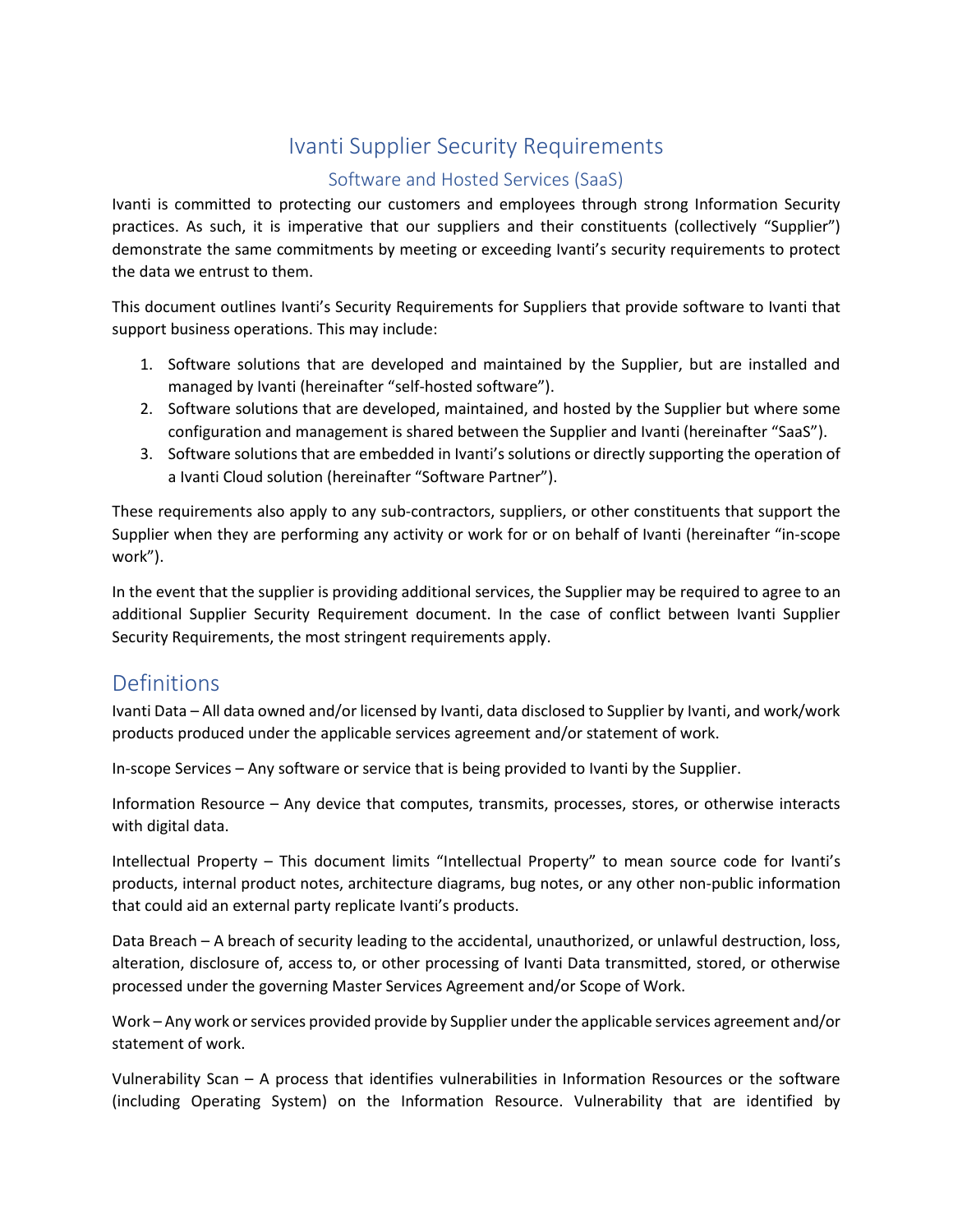# Ivanti Supplier Security Requirements

## Software and Hosted Services (SaaS)

Ivanti is committed to protecting our customers and employees through strong Information Security practices. As such, it is imperative that our suppliers and their constituents (collectively "Supplier") demonstrate the same commitments by meeting or exceeding Ivanti's security requirements to protect the data we entrust to them.

This document outlines Ivanti's Security Requirements for Suppliers that provide software to Ivanti that support business operations. This may include:

1. Software solutions that are developed and maintained by the Supplier, but are installed and managed by Ivanti (hereinafter "self-hosted software").
2. Software solutions that are developed, maintained, and hosted by the Supplier but where some configuration and management is shared between the Supplier and Ivanti (hereinafter "SaaS").
3. Software solutions that are embedded in Ivanti's solutions or directly supporting the operation of a Ivanti Cloud solution (hereinafter "Software Partner").

These requirements also apply to any sub-contractors, suppliers, or other constituents that support the Supplier when they are performing any activity or work for or on behalf of Ivanti (hereinafter "in-scope work").

In the event that the supplier is providing additional services, the Supplier may be required to agree to an additional Supplier Security Requirement document. In the case of conflict between Ivanti Supplier Security Requirements, the most stringent requirements apply.

## Definitions

Ivanti Data – All data owned and/or licensed by Ivanti, data disclosed to Supplier by Ivanti, and work/work products produced under the applicable services agreement and/or statement of work.

In-scope Services – Any software or service that is being provided to Ivanti by the Supplier.

Information Resource – Any device that computes, transmits, processes, stores, or otherwise interacts with digital data.

Intellectual Property – This document limits "Intellectual Property" to mean source code for Ivanti's products, internal product notes, architecture diagrams, bug notes, or any other non-public information that could aid an external party replicate Ivanti's products.

Data Breach – A breach of security leading to the accidental, unauthorized, or unlawful destruction, loss, alteration, disclosure of, access to, or other processing of Ivanti Data transmitted, stored, or otherwise processed under the governing Master Services Agreement and/or Scope of Work.

Work – Any work or services provided provide by Supplier under the applicable services agreement and/or statement of work.

Vulnerability Scan – A process that identifies vulnerabilities in Information Resources or the software (including Operating System) on the Information Resource. Vulnerability that are identified by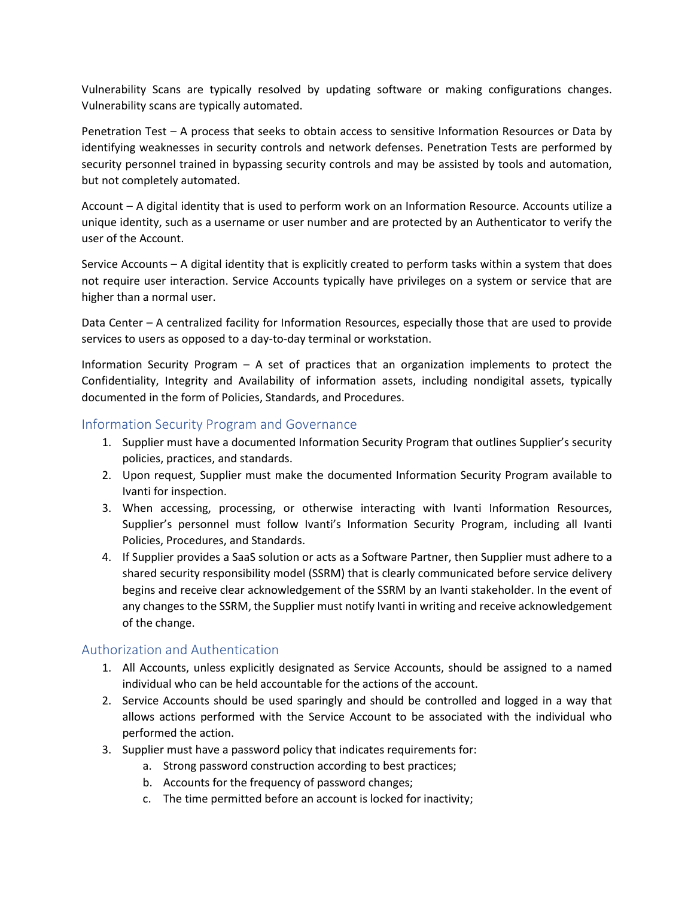Vulnerability Scans are typically resolved by updating software or making configurations changes. Vulnerability scans are typically automated.

Penetration Test – A process that seeks to obtain access to sensitive Information Resources or Data by identifying weaknesses in security controls and network defenses. Penetration Tests are performed by security personnel trained in bypassing security controls and may be assisted by tools and automation, but not completely automated.

Account – A digital identity that is used to perform work on an Information Resource. Accounts utilize a unique identity, such as a username or user number and are protected by an Authenticator to verify the user of the Account.

Service Accounts – A digital identity that is explicitly created to perform tasks within a system that does not require user interaction. Service Accounts typically have privileges on a system or service that are higher than a normal user.

Data Center – A centralized facility for Information Resources, especially those that are used to provide services to users as opposed to a day-to-day terminal or workstation.

Information Security Program – A set of practices that an organization implements to protect the Confidentiality, Integrity and Availability of information assets, including nondigital assets, typically documented in the form of Policies, Standards, and Procedures.

## Information Security Program and Governance

1. Supplier must have a documented Information Security Program that outlines Supplier's security policies, practices, and standards.
2. Upon request, Supplier must make the documented Information Security Program available to Ivanti for inspection.
3. When accessing, processing, or otherwise interacting with Ivanti Information Resources, Supplier's personnel must follow Ivanti's Information Security Program, including all Ivanti Policies, Procedures, and Standards.
4. If Supplier provides a SaaS solution or acts as a Software Partner, then Supplier must adhere to a shared security responsibility model (SSRM) that is clearly communicated before service delivery begins and receive clear acknowledgement of the SSRM by an Ivanti stakeholder. In the event of any changes to the SSRM, the Supplier must notify Ivanti in writing and receive acknowledgement of the change.

## Authorization and Authentication

1. All Accounts, unless explicitly designated as Service Accounts, should be assigned to a named individual who can be held accountable for the actions of the account.
2. Service Accounts should be used sparingly and should be controlled and logged in a way that allows actions performed with the Service Account to be associated with the individual who performed the action.
3. Supplier must have a password policy that indicates requirements for:
    a. Strong password construction according to best practices;
    b. Accounts for the frequency of password changes;
    c. The time permitted before an account is locked for inactivity;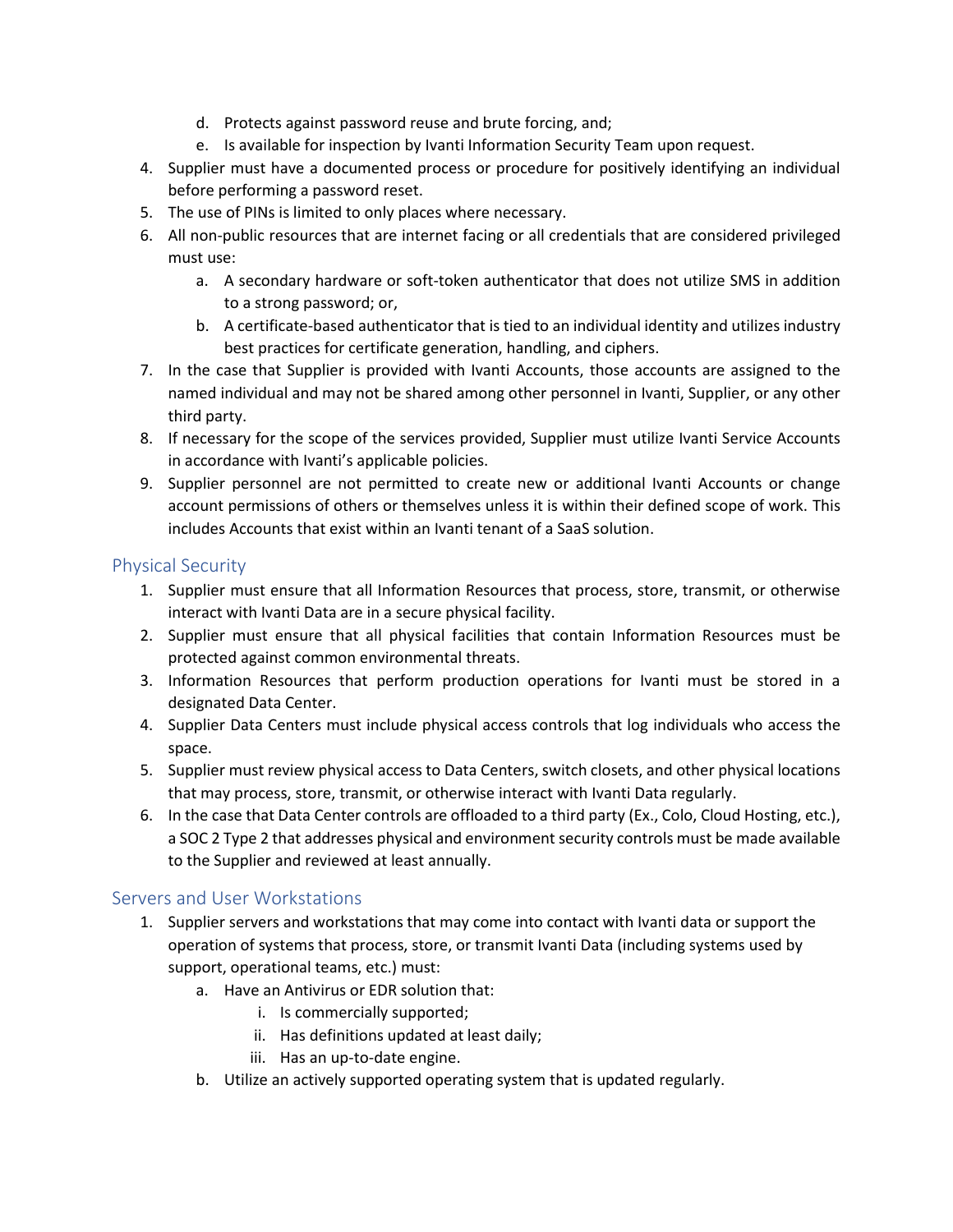d. Protects against password reuse and brute forcing, and;
   e. Is available for inspection by Ivanti Information Security Team upon request.

4. Supplier must have a documented process or procedure for positively identifying an individual before performing a password reset.
5. The use of PINs is limited to only places where necessary.
6. All non-public resources that are internet facing or all credentials that are considered privileged must use:
   a. A secondary hardware or soft-token authenticator that does not utilize SMS in addition to a strong password; or,
   b. A certificate-based authenticator that is tied to an individual identity and utilizes industry best practices for certificate generation, handling, and ciphers.
7. In the case that Supplier is provided with Ivanti Accounts, those accounts are assigned to the named individual and may not be shared among other personnel in Ivanti, Supplier, or any other third party.
8. If necessary for the scope of the services provided, Supplier must utilize Ivanti Service Accounts in accordance with Ivanti's applicable policies.
9. Supplier personnel are not permitted to create new or additional Ivanti Accounts or change account permissions of others or themselves unless it is within their defined scope of work. This includes Accounts that exist within an Ivanti tenant of a SaaS solution.

## Physical Security

1. Supplier must ensure that all Information Resources that process, store, transmit, or otherwise interact with Ivanti Data are in a secure physical facility.
2. Supplier must ensure that all physical facilities that contain Information Resources must be protected against common environmental threats.
3. Information Resources that perform production operations for Ivanti must be stored in a designated Data Center.
4. Supplier Data Centers must include physical access controls that log individuals who access the space.
5. Supplier must review physical access to Data Centers, switch closets, and other physical locations that may process, store, transmit, or otherwise interact with Ivanti Data regularly.
6. In the case that Data Center controls are offloaded to a third party (Ex., Colo, Cloud Hosting, etc.), a SOC 2 Type 2 that addresses physical and environment security controls must be made available to the Supplier and reviewed at least annually.

## Servers and User Workstations

1. Supplier servers and workstations that may come into contact with Ivanti data or support the operation of systems that process, store, or transmit Ivanti Data (including systems used by support, operational teams, etc.) must:
   a. Have an Antivirus or EDR solution that:
      i. Is commercially supported;
      ii. Has definitions updated at least daily;
      iii. Has an up-to-date engine.
   b. Utilize an actively supported operating system that is updated regularly.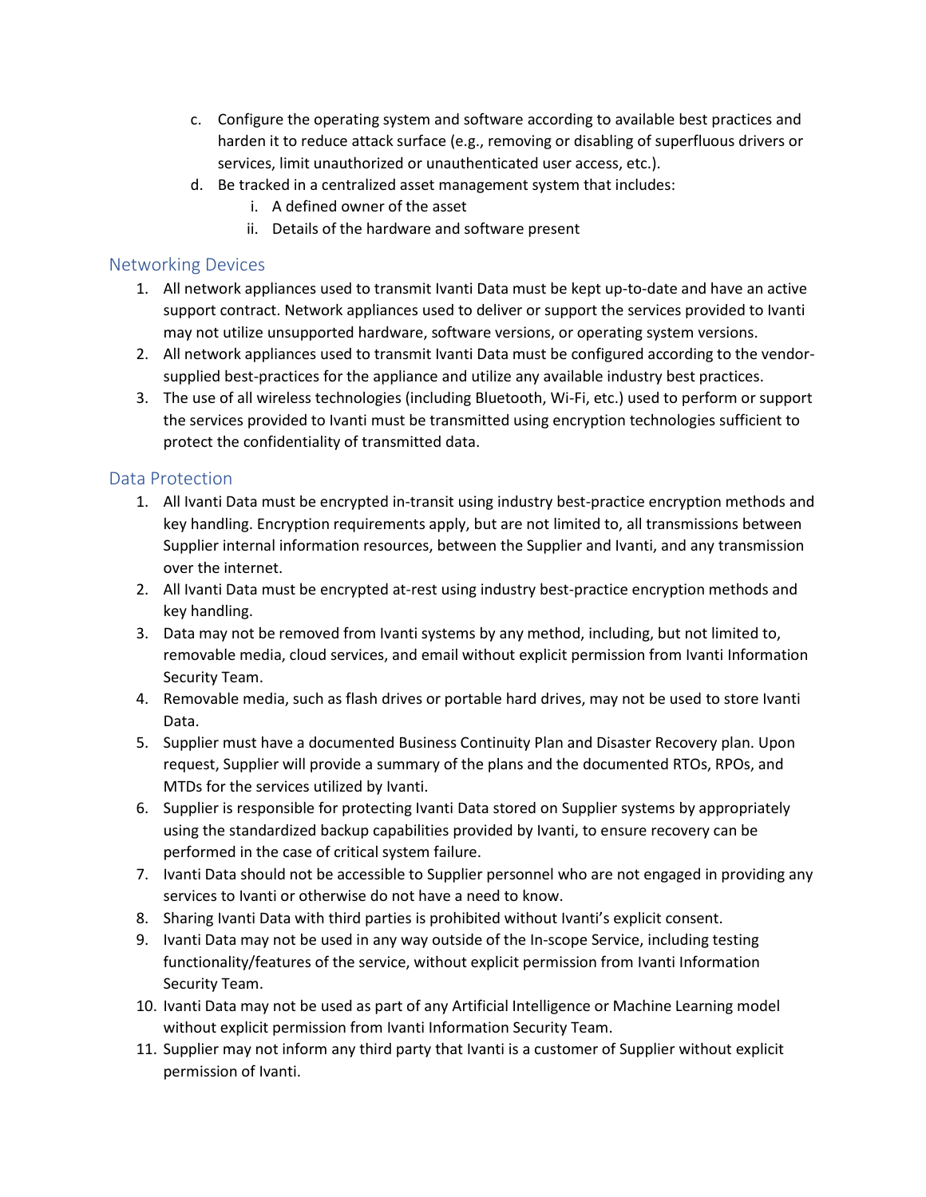c. Configure the operating system and software according to available best practices and harden it to reduce attack surface (e.g., removing or disabling of superfluous drivers or services, limit unauthorized or unauthenticated user access, etc.).
   d. Be tracked in a centralized asset management system that includes:
      i. A defined owner of the asset
      ii. Details of the hardware and software present

## Networking Devices

1. All network appliances used to transmit Ivanti Data must be kept up-to-date and have an active support contract. Network appliances used to deliver or support the services provided to Ivanti may not utilize unsupported hardware, software versions, or operating system versions.
2. All network appliances used to transmit Ivanti Data must be configured according to the vendor-supplied best-practices for the appliance and utilize any available industry best practices.
3. The use of all wireless technologies (including Bluetooth, Wi-Fi, etc.) used to perform or support the services provided to Ivanti must be transmitted using encryption technologies sufficient to protect the confidentiality of transmitted data.

## Data Protection

1. All Ivanti Data must be encrypted in-transit using industry best-practice encryption methods and key handling. Encryption requirements apply, but are not limited to, all transmissions between Supplier internal information resources, between the Supplier and Ivanti, and any transmission over the internet.
2. All Ivanti Data must be encrypted at-rest using industry best-practice encryption methods and key handling.
3. Data may not be removed from Ivanti systems by any method, including, but not limited to, removable media, cloud services, and email without explicit permission from Ivanti Information Security Team.
4. Removable media, such as flash drives or portable hard drives, may not be used to store Ivanti Data.
5. Supplier must have a documented Business Continuity Plan and Disaster Recovery plan. Upon request, Supplier will provide a summary of the plans and the documented RTOs, RPOs, and MTDs for the services utilized by Ivanti.
6. Supplier is responsible for protecting Ivanti Data stored on Supplier systems by appropriately using the standardized backup capabilities provided by Ivanti, to ensure recovery can be performed in the case of critical system failure.
7. Ivanti Data should not be accessible to Supplier personnel who are not engaged in providing any services to Ivanti or otherwise do not have a need to know.
8. Sharing Ivanti Data with third parties is prohibited without Ivanti's explicit consent.
9. Ivanti Data may not be used in any way outside of the In-scope Service, including testing functionality/features of the service, without explicit permission from Ivanti Information Security Team.
10. Ivanti Data may not be used as part of any Artificial Intelligence or Machine Learning model without explicit permission from Ivanti Information Security Team.
11. Supplier may not inform any third party that Ivanti is a customer of Supplier without explicit permission of Ivanti.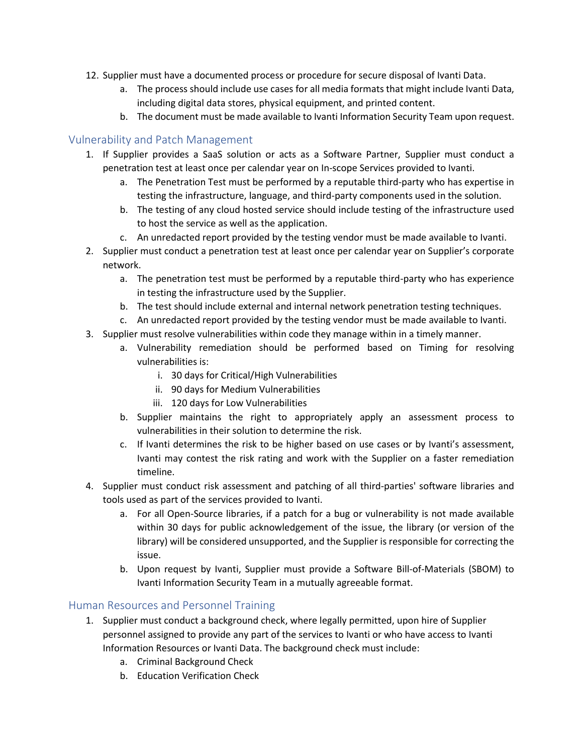12. Supplier must have a documented process or procedure for secure disposal of Ivanti Data.
    a. The process should include use cases for all media formats that might include Ivanti Data, including digital data stores, physical equipment, and printed content.
    b. The document must be made available to Ivanti Information Security Team upon request.

## Vulnerability and Patch Management

1. If Supplier provides a SaaS solution or acts as a Software Partner, Supplier must conduct a penetration test at least once per calendar year on In-scope Services provided to Ivanti.
    a. The Penetration Test must be performed by a reputable third-party who has expertise in testing the infrastructure, language, and third-party components used in the solution.
    b. The testing of any cloud hosted service should include testing of the infrastructure used to host the service as well as the application.
    c. An unredacted report provided by the testing vendor must be made available to Ivanti.
2. Supplier must conduct a penetration test at least once per calendar year on Supplier's corporate network.
    a. The penetration test must be performed by a reputable third-party who has experience in testing the infrastructure used by the Supplier.
    b. The test should include external and internal network penetration testing techniques.
    c. An unredacted report provided by the testing vendor must be made available to Ivanti.
3. Supplier must resolve vulnerabilities within code they manage within in a timely manner.
    a. Vulnerability remediation should be performed based on Timing for resolving vulnerabilities is:
        i. 30 days for Critical/High Vulnerabilities
        ii. 90 days for Medium Vulnerabilities
        iii. 120 days for Low Vulnerabilities
    b. Supplier maintains the right to appropriately apply an assessment process to vulnerabilities in their solution to determine the risk.
    c. If Ivanti determines the risk to be higher based on use cases or by Ivanti's assessment, Ivanti may contest the risk rating and work with the Supplier on a faster remediation timeline.
4. Supplier must conduct risk assessment and patching of all third-parties' software libraries and tools used as part of the services provided to Ivanti.
    a. For all Open-Source libraries, if a patch for a bug or vulnerability is not made available within 30 days for public acknowledgement of the issue, the library (or version of the library) will be considered unsupported, and the Supplier is responsible for correcting the issue.
    b. Upon request by Ivanti, Supplier must provide a Software Bill-of-Materials (SBOM) to Ivanti Information Security Team in a mutually agreeable format.

## Human Resources and Personnel Training

1. Supplier must conduct a background check, where legally permitted, upon hire of Supplier personnel assigned to provide any part of the services to Ivanti or who have access to Ivanti Information Resources or Ivanti Data. The background check must include:
    a. Criminal Background Check
    b. Education Verification Check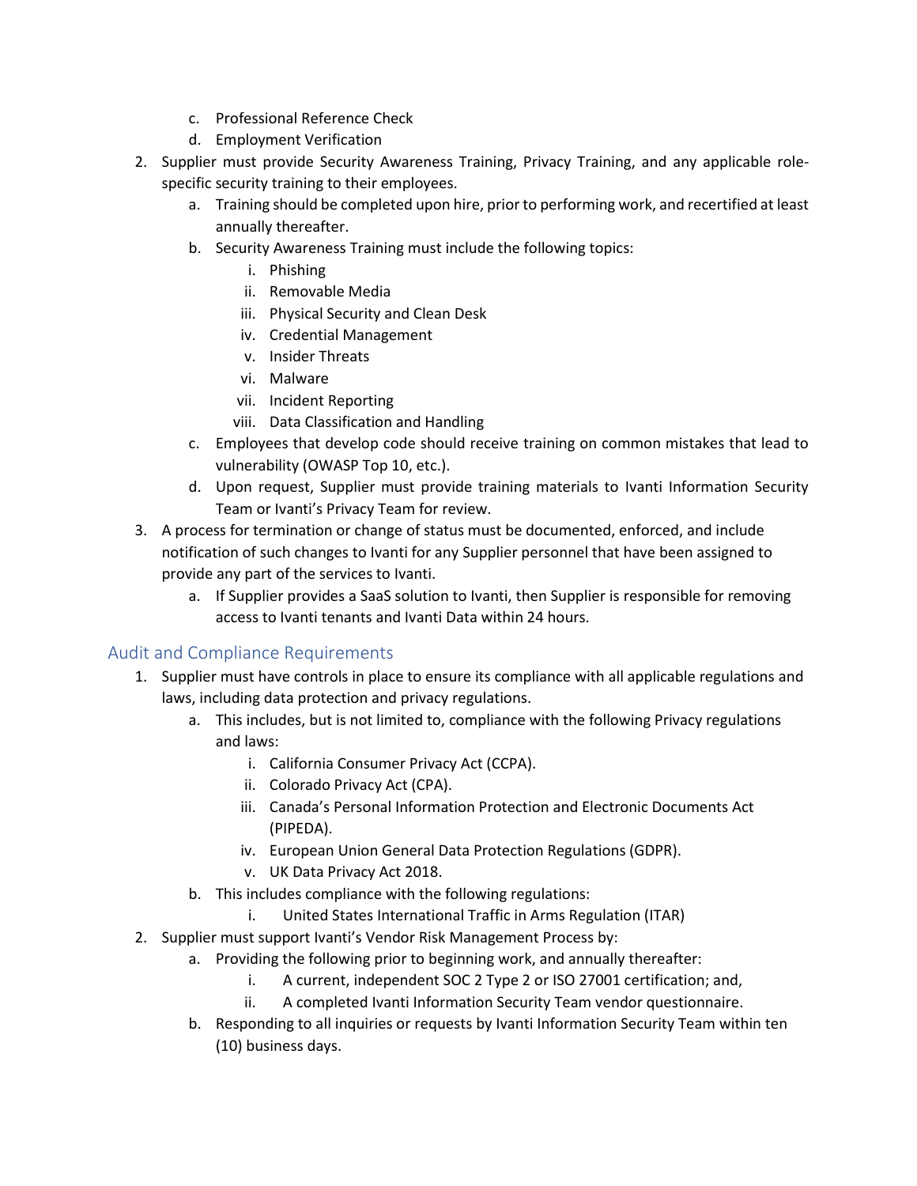c. Professional Reference Check
   d. Employment Verification

2. Supplier must provide Security Awareness Training, Privacy Training, and any applicable role-specific security training to their employees.
   a. Training should be completed upon hire, prior to performing work, and recertified at least annually thereafter.
   b. Security Awareness Training must include the following topics:
      i. Phishing
      ii. Removable Media
      iii. Physical Security and Clean Desk
      iv. Credential Management
      v. Insider Threats
      vi. Malware
      vii. Incident Reporting
      viii. Data Classification and Handling
   c. Employees that develop code should receive training on common mistakes that lead to vulnerability (OWASP Top 10, etc.).
   d. Upon request, Supplier must provide training materials to Ivanti Information Security Team or Ivanti's Privacy Team for review.

3. A process for termination or change of status must be documented, enforced, and include notification of such changes to Ivanti for any Supplier personnel that have been assigned to provide any part of the services to Ivanti.
   a. If Supplier provides a SaaS solution to Ivanti, then Supplier is responsible for removing access to Ivanti tenants and Ivanti Data within 24 hours.

## Audit and Compliance Requirements

1. Supplier must have controls in place to ensure its compliance with all applicable regulations and laws, including data protection and privacy regulations.
   a. This includes, but is not limited to, compliance with the following Privacy regulations and laws:
      i. California Consumer Privacy Act (CCPA).
      ii. Colorado Privacy Act (CPA).
      iii. Canada's Personal Information Protection and Electronic Documents Act (PIPEDA).
      iv. European Union General Data Protection Regulations (GDPR).
      v. UK Data Privacy Act 2018.
   b. This includes compliance with the following regulations:
      i. United States International Traffic in Arms Regulation (ITAR)

2. Supplier must support Ivanti's Vendor Risk Management Process by:
   a. Providing the following prior to beginning work, and annually thereafter:
      i. A current, independent SOC 2 Type 2 or ISO 27001 certification; and,
      ii. A completed Ivanti Information Security Team vendor questionnaire.
   b. Responding to all inquiries or requests by Ivanti Information Security Team within ten (10) business days.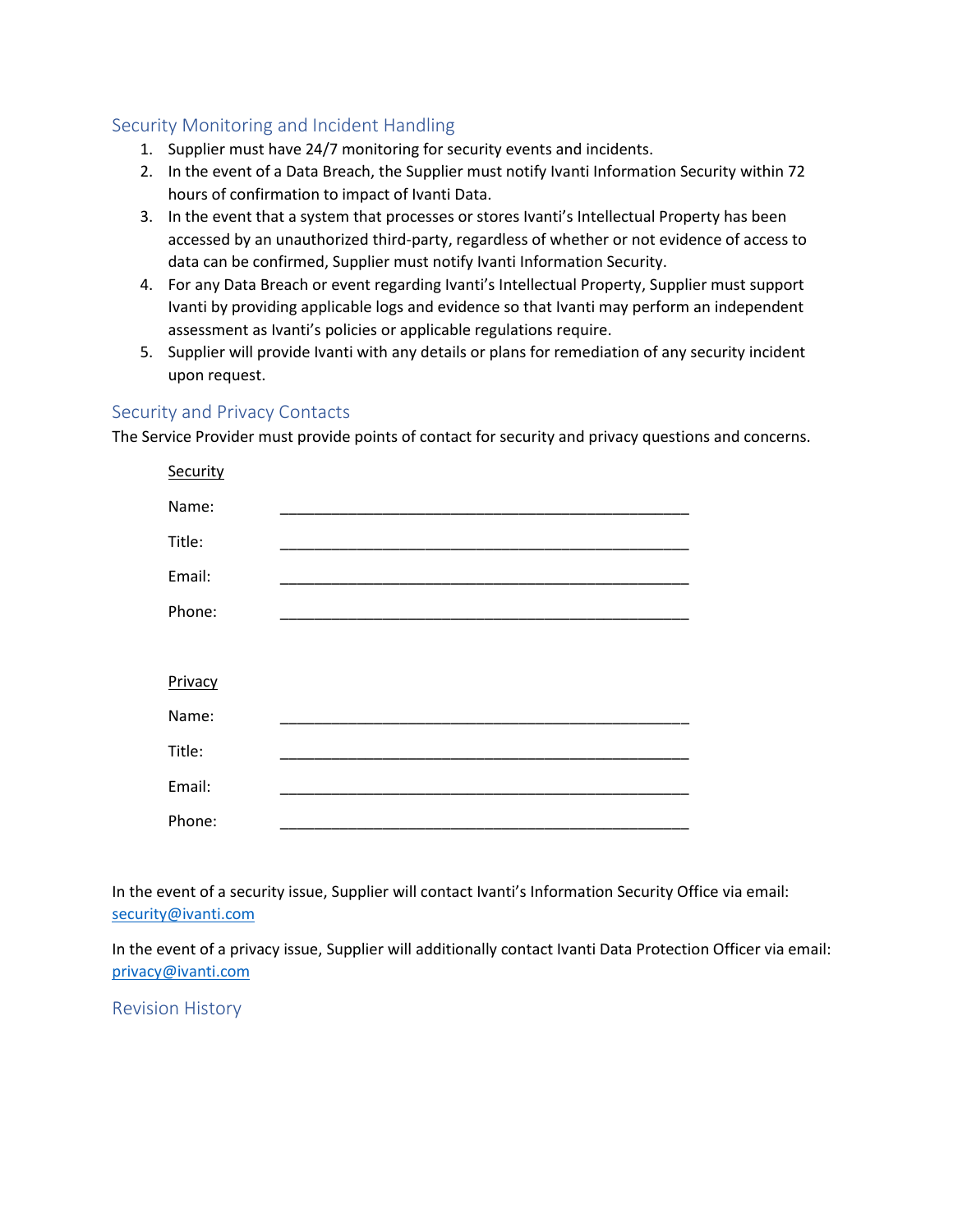## Security Monitoring and Incident Handling

1. Supplier must have 24/7 monitoring for security events and incidents.
2. In the event of a Data Breach, the Supplier must notify Ivanti Information Security within 72 hours of confirmation to impact of Ivanti Data.
3. In the event that a system that processes or stores Ivanti's Intellectual Property has been accessed by an unauthorized third-party, regardless of whether or not evidence of access to data can be confirmed, Supplier must notify Ivanti Information Security.
4. For any Data Breach or event regarding Ivanti's Intellectual Property, Supplier must support Ivanti by providing applicable logs and evidence so that Ivanti may perform an independent assessment as Ivanti's policies or applicable regulations require.
5. Supplier will provide Ivanti with any details or plans for remediation of any security incident upon request.

## Security and Privacy Contacts

The Service Provider must provide points of contact for security and privacy questions and concerns.

Security

Name: ______________________________________________

Title: ______________________________________________

Email: ______________________________________________

Phone: ______________________________________________

Privacy

Name: ______________________________________________

Title: ______________________________________________

Email: ______________________________________________

Phone: ______________________________________________

In the event of a security issue, Supplier will contact Ivanti's Information Security Office via email: security@ivanti.com

In the event of a privacy issue, Supplier will additionally contact Ivanti Data Protection Officer via email: privacy@ivanti.com

## Revision History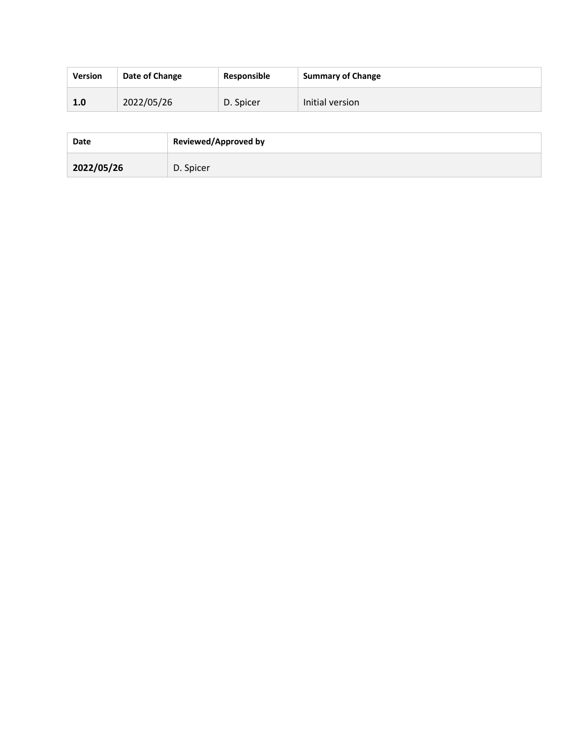| Version | Date of Change | Responsible | Summary of Change |
| --- | --- | --- | --- |
| **1.0** | 2022/05/26 | D. Spicer | Initial version |

| Date | Reviewed/Approved by |
| --- | --- |
| **2022/05/26** | D. Spicer |